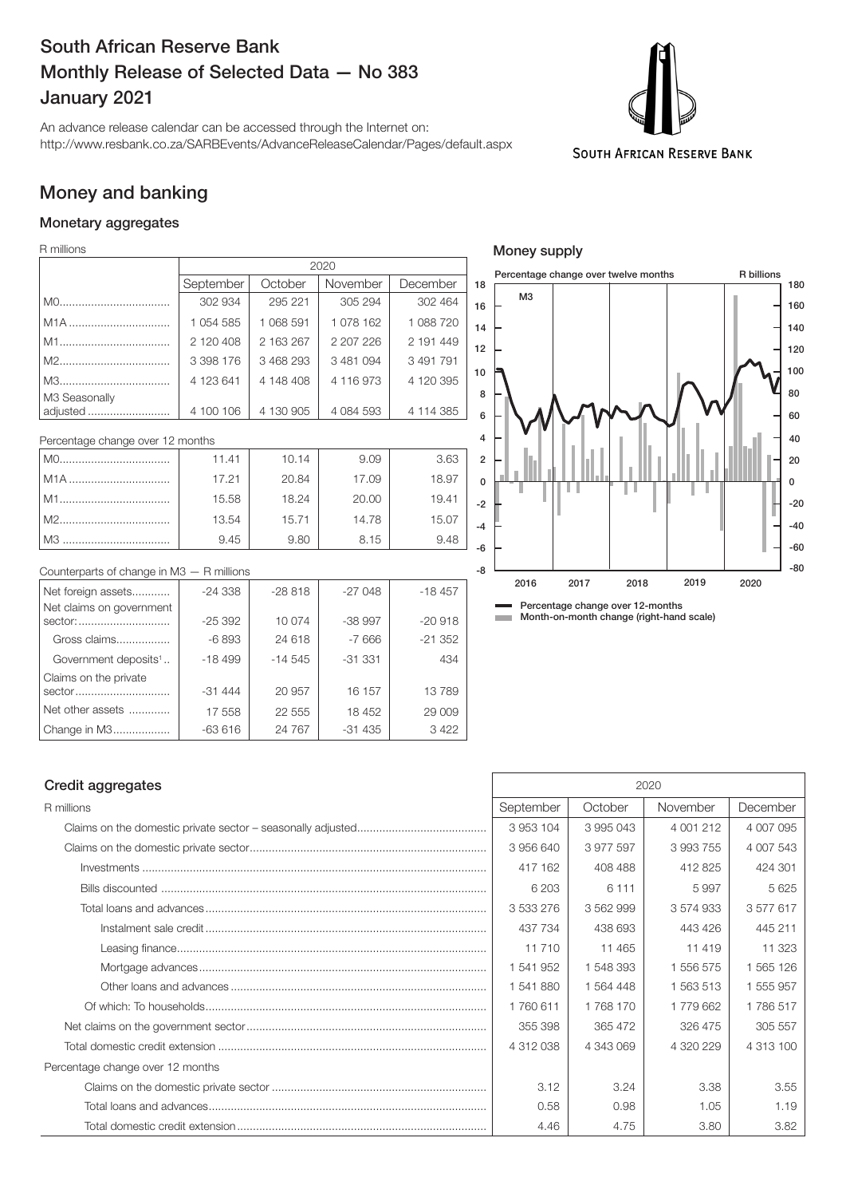# South African Reserve Bank Monthly Release of Selected Data — No 383

## January 2021

An advance release calendar can be accessed through the Internet on: http://www.resbank.co.za/SARBEvents/AdvanceReleaseCalendar/Pages/default.aspx

SOUTH AFRICAN RESERVE BANK

## Money and banking

### Monetary aggregates

R millions

| | 2020 | | | |
|---|---|---|---|---|
| | September | October | November | December |
| M0 | 302 934 | 295 221 | 305 294 | 302 464 |
| M1A | 1 054 585 | 1 068 591 | 1 078 162 | 1 088 720 |
| M1 | 2 120 408 | 2 163 267 | 2 207 226 | 2 191 449 |
| M2 | 3 398 176 | 3 468 293 | 3 481 094 | 3 491 791 |
| M3 | 4 123 641 | 4 148 408 | 4 116 973 | 4 120 395 |
| M3 Seasonally adjusted | 4 100 106 | 4 130 905 | 4 084 593 | 4 114 385 |

Percentage change over 12 months

| | September | October | November | December |
|---|---|---|---|---|
| M0 | 11.41 | 10.14 | 9.09 | 3.63 |
| M1A | 17.21 | 20.84 | 17.09 | 18.97 |
| M1 | 15.58 | 18.24 | 20.00 | 19.41 |
| M2 | 13.54 | 15.71 | 14.78 | 15.07 |
| M3 | 9.45 | 9.80 | 8.15 | 9.48 |

Counterparts of change in M3 — R millions

| | September | October | November | December |
|---|---|---|---|---|
| Net foreign assets | -24 338 | -28 818 | -27 048 | -18 457 |
| Net claims on government sector: | -25 392 | 10 074 | -38 997 | -20 918 |
| Gross claims | -6 893 | 24 618 | -7 666 | -21 352 |
| Government deposits[1] | -18 499 | -14 545 | -31 331 | 434 |
| Claims on the private sector | -31 444 | 20 957 | 16 157 | 13 789 |
| Net other assets | 17 558 | 22 555 | 18 452 | 29 009 |
| Change in M3 | -63 616 | 24 767 | -31 435 | 3 422 |

### Money supply

Percentage change over twelve months — M3 — R billions

- Percentage change over 12-months
- Month-on-month change (right-hand scale)

### Credit aggregates

| R millions | 2020 | | | |
|---|---|---|---|---|
| | September | October | November | December |
| Claims on the domestic private sector – seasonally adjusted | 3 953 104 | 3 995 043 | 4 001 212 | 4 007 095 |
| Claims on the domestic private sector | 3 956 640 | 3 977 597 | 3 993 755 | 4 007 543 |
| Investments | 417 162 | 408 488 | 412 825 | 424 301 |
| Bills discounted | 6 203 | 6 111 | 5 997 | 5 625 |
| Total loans and advances | 3 533 276 | 3 562 999 | 3 574 933 | 3 577 617 |
| Instalment sale credit | 437 734 | 438 693 | 443 426 | 445 211 |
| Leasing finance | 11 710 | 11 465 | 11 419 | 11 323 |
| Mortgage advances | 1 541 952 | 1 548 393 | 1 556 575 | 1 565 126 |
| Other loans and advances | 1 541 880 | 1 564 448 | 1 563 513 | 1 555 957 |
| Of which: To households | 1 760 611 | 1 768 170 | 1 779 662 | 1 786 517 |
| Net claims on the government sector | 355 398 | 365 472 | 326 475 | 305 557 |
| Total domestic credit extension | 4 312 038 | 4 343 069 | 4 320 229 | 4 313 100 |
| Percentage change over 12 months | | | | |
| Claims on the domestic private sector | 3.12 | 3.24 | 3.38 | 3.55 |
| Total loans and advances | 0.58 | 0.98 | 1.05 | 1.19 |
| Total domestic credit extension | 4.46 | 4.75 | 3.80 | 3.82 |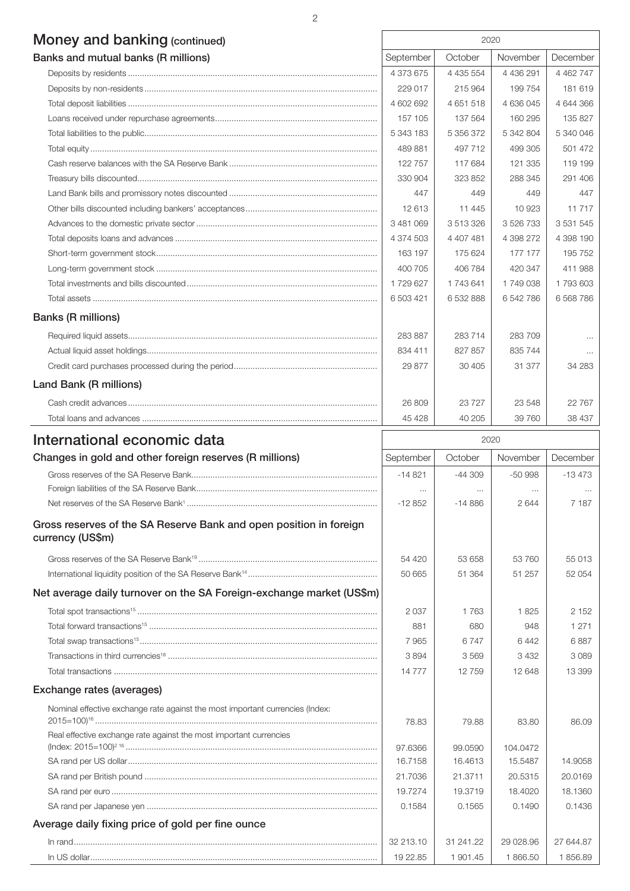## Money and banking (continued)

| Banks and mutual banks (R millions) | 2020 | | | |
|---|---|---|---|---|
| | September | October | November | December |
| Deposits by residents | 4 373 675 | 4 435 554 | 4 436 291 | 4 462 747 |
| Deposits by non-residents | 229 017 | 215 964 | 199 754 | 181 619 |
| Total deposit liabilities | 4 602 692 | 4 651 518 | 4 636 045 | 4 644 366 |
| Loans received under repurchase agreements | 157 105 | 137 564 | 160 295 | 135 827 |
| Total liabilities to the public | 5 343 183 | 5 356 372 | 5 342 804 | 5 340 046 |
| Total equity | 489 881 | 497 712 | 499 305 | 501 472 |
| Cash reserve balances with the SA Reserve Bank | 122 757 | 117 684 | 121 335 | 119 199 |
| Treasury bills discounted | 330 904 | 323 852 | 288 345 | 291 406 |
| Land Bank bills and promissory notes discounted | 447 | 449 | 449 | 447 |
| Other bills discounted including bankers' acceptances | 12 613 | 11 445 | 10 923 | 11 717 |
| Advances to the domestic private sector | 3 481 069 | 3 513 326 | 3 526 733 | 3 531 545 |
| Total deposits loans and advances | 4 374 503 | 4 407 481 | 4 398 272 | 4 398 190 |
| Short-term government stock | 163 197 | 175 624 | 177 177 | 195 752 |
| Long-term government stock | 400 705 | 406 784 | 420 347 | 411 988 |
| Total investments and bills discounted | 1 729 627 | 1 743 641 | 1 749 038 | 1 793 603 |
| Total assets | 6 503 421 | 6 532 888 | 6 542 786 | 6 568 786 |
| **Banks (R millions)** | | | | |
| Required liquid assets | 283 887 | 283 714 | 283 709 | ... |
| Actual liquid asset holdings | 834 411 | 827 857 | 835 744 | ... |
| Credit card purchases processed during the period | 29 877 | 30 405 | 31 377 | 34 283 |
| **Land Bank (R millions)** | | | | |
| Cash credit advances | 26 809 | 23 727 | 23 548 | 22 767 |
| Total loans and advances | 45 428 | 40 205 | 39 760 | 38 437 |

## International economic data

| Changes in gold and other foreign reserves (R millions) | 2020 | | | |
|---|---|---|---|---|
| | September | October | November | December |
| Gross reserves of the SA Reserve Bank | -14 821 | -44 309 | -50 998 | -13 473 |
| Foreign liabilities of the SA Reserve Bank | ... | ... | ... | ... |
| Net reserves of the SA Reserve Bank[1] | -12 852 | -14 886 | 2 644 | 7 187 |
| **Gross reserves of the SA Reserve Bank and open position in foreign currency (US$m)** | | | | |
| Gross reserves of the SA Reserve Bank[19] | 54 420 | 53 658 | 53 760 | 55 013 |
| International liquidity position of the SA Reserve Bank[14] | 50 665 | 51 364 | 51 257 | 52 054 |
| **Net average daily turnover on the SA Foreign-exchange market (US$m)** | | | | |
| Total spot transactions[15] | 2 037 | 1 763 | 1 825 | 2 152 |
| Total forward transactions[15] | 881 | 680 | 948 | 1 271 |
| Total swap transactions[15] | 7 965 | 6 747 | 6 442 | 6 887 |
| Transactions in third currencies[18] | 3 894 | 3 569 | 3 432 | 3 089 |
| Total transactions | 14 777 | 12 759 | 12 648 | 13 399 |
| **Exchange rates (averages)** | | | | |
| Nominal effective exchange rate against the most important currencies (Index: 2015=100)[16] | 78.83 | 79.88 | 83.80 | 86.09 |
| Real effective exchange rate against the most important currencies (Index: 2015=100)[2 16] | 97.6366 | 99.0590 | 104.0472 | |
| SA rand per US dollar | 16.7158 | 16.4613 | 15.5487 | 14.9058 |
| SA rand per British pound | 21.7036 | 21.3711 | 20.5315 | 20.0169 |
| SA rand per euro | 19.7274 | 19.3719 | 18.4020 | 18.1360 |
| SA rand per Japanese yen | 0.1584 | 0.1565 | 0.1490 | 0.1436 |
| **Average daily fixing price of gold per fine ounce** | | | | |
| In rand | 32 213.10 | 31 241.22 | 29 028.96 | 27 644.87 |
| In US dollar | 19 22.85 | 1 901.45 | 1 866.50 | 1 856.89 |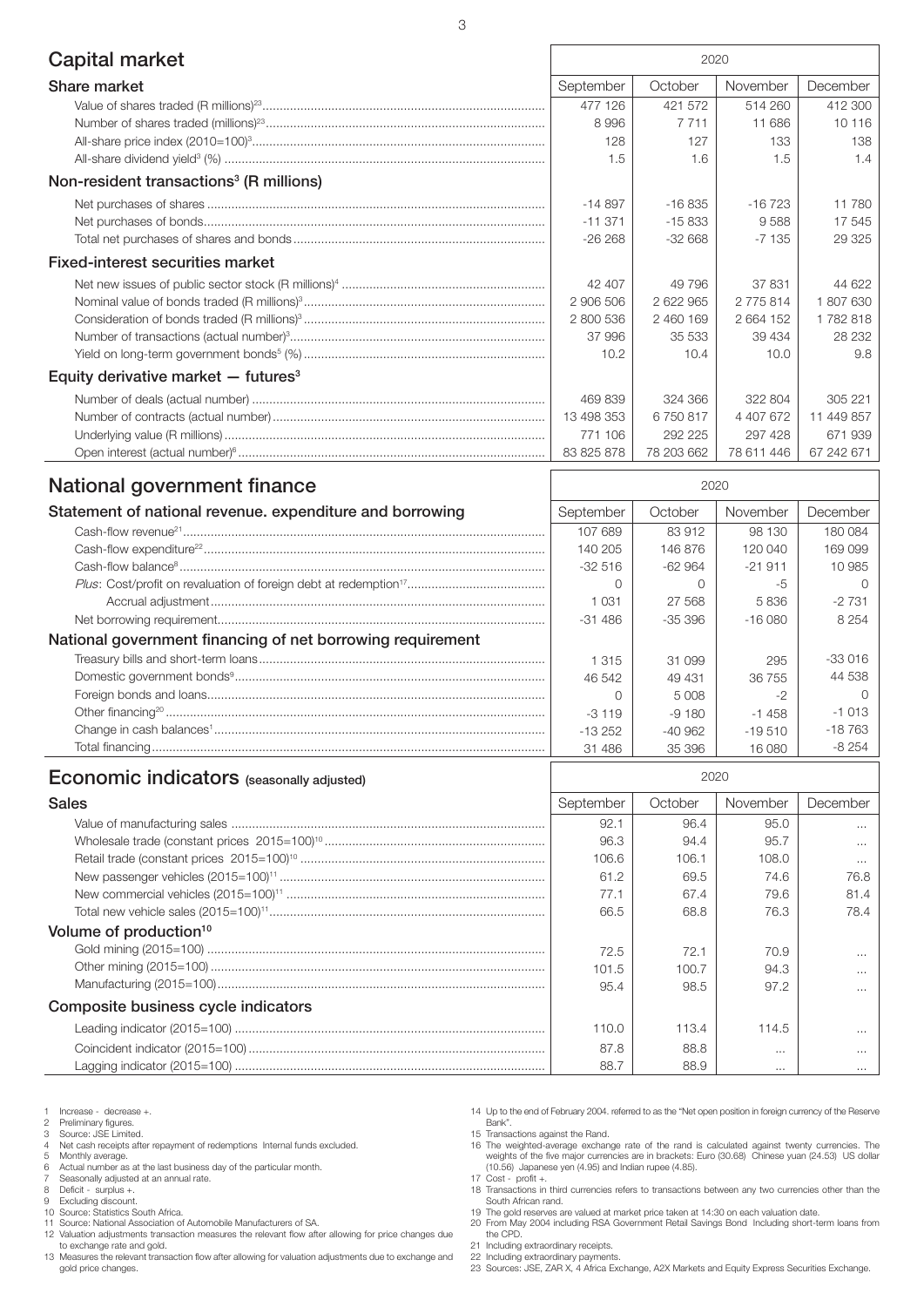## Capital market

| Share market | September 2020 | October 2020 | November 2020 | December 2020 |
|---|---|---|---|---|
| Value of shares traded (R millions)[23] | 477 126 | 421 572 | 514 260 | 412 300 |
| Number of shares traded (millions)[23] | 8 996 | 7 711 | 11 686 | 10 116 |
| All-share price index (2010=100)[3] | 128 | 127 | 133 | 138 |
| All-share dividend yield[3] (%) | 1.5 | 1.6 | 1.5 | 1.4 |
| **Non-resident transactions[3] (R millions)** | | | | |
| Net purchases of shares | -14 897 | -16 835 | -16 723 | 11 780 |
| Net purchases of bonds | -11 371 | -15 833 | 9 588 | 17 545 |
| Total net purchases of shares and bonds | -26 268 | -32 668 | -7 135 | 29 325 |
| **Fixed-interest securities market** | | | | |
| Net new issues of public sector stock (R millions)[4] | 42 407 | 49 796 | 37 831 | 44 622 |
| Nominal value of bonds traded (R millions)[3] | 2 906 506 | 2 622 965 | 2 775 814 | 1 807 630 |
| Consideration of bonds traded (R millions)[3] | 2 800 536 | 2 460 169 | 2 664 152 | 1 782 818 |
| Number of transactions (actual number)[3] | 37 996 | 35 533 | 39 434 | 28 232 |
| Yield on long-term government bonds[5] (%) | 10.2 | 10.4 | 10.0 | 9.8 |
| **Equity derivative market — futures[3]** | | | | |
| Number of deals (actual number) | 469 839 | 324 366 | 322 804 | 305 221 |
| Number of contracts (actual number) | 13 498 353 | 6 750 817 | 4 407 672 | 11 449 857 |
| Underlying value (R millions) | 771 106 | 292 225 | 297 428 | 671 939 |
| Open interest (actual number)[6] | 83 825 878 | 78 203 662 | 78 611 446 | 67 242 671 |

## National government finance

| Statement of national revenue. expenditure and borrowing | September 2020 | October 2020 | November 2020 | December 2020 |
|---|---|---|---|---|
| Cash-flow revenue[21] | 107 689 | 83 912 | 98 130 | 180 084 |
| Cash-flow expenditure[22] | 140 205 | 146 876 | 120 040 | 169 099 |
| Cash-flow balance[8] | -32 516 | -62 964 | -21 911 | 10 985 |
| *Plus*: Cost/profit on revaluation of foreign debt at redemption[17] | 0 | 0 | -5 | 0 |
| Accrual adjustment | 1 031 | 27 568 | 5 836 | -2 731 |
| Net borrowing requirement | -31 486 | -35 396 | -16 080 | 8 254 |
| **National government financing of net borrowing requirement** | | | | |
| Treasury bills and short-term loans | 1 315 | 31 099 | 295 | -33 016 |
| Domestic government bonds[9] | 46 542 | 49 431 | 36 755 | 44 538 |
| Foreign bonds and loans | 0 | 5 008 | -2 | 0 |
| Other financing[20] | -3 119 | -9 180 | -1 458 | -1 013 |
| Change in cash balances[1] | -13 252 | -40 962 | -19 510 | -18 763 |
| Total financing | 31 486 | 35 396 | 16 080 | -8 254 |

## Economic indicators (seasonally adjusted)

| Sales | September 2020 | October 2020 | November 2020 | December 2020 |
|---|---|---|---|---|
| Value of manufacturing sales | 92.1 | 96.4 | 95.0 | ... |
| Wholesale trade (constant prices 2015=100)[10] | 96.3 | 94.4 | 95.7 | ... |
| Retail trade (constant prices 2015=100)[10] | 106.6 | 106.1 | 108.0 | ... |
| New passenger vehicles (2015=100)[11] | 61.2 | 69.5 | 74.6 | 76.8 |
| New commercial vehicles (2015=100)[11] | 77.1 | 67.4 | 79.6 | 81.4 |
| Total new vehicle sales (2015=100)[11] | 66.5 | 68.8 | 76.3 | 78.4 |
| **Volume of production[10]** | | | | |
| Gold mining (2015=100) | 72.5 | 72.1 | 70.9 | ... |
| Other mining (2015=100) | 101.5 | 100.7 | 94.3 | ... |
| Manufacturing (2015=100) | 95.4 | 98.5 | 97.2 | ... |
| **Composite business cycle indicators** | | | | |
| Leading indicator (2015=100) | 110.0 | 113.4 | 114.5 | ... |
| Coincident indicator (2015=100) | 87.8 | 88.8 | ... | ... |
| Lagging indicator (2015=100) | 88.7 | 88.9 | ... | ... |

1 Increase - decrease +.
2 Preliminary figures.
3 Source: JSE Limited.
4 Net cash receipts after repayment of redemptions Internal funds excluded.
5 Monthly average.
6 Actual number as at the last business day of the particular month.
7 Seasonally adjusted at an annual rate.
8 Deficit - surplus +.
9 Excluding discount.
10 Source: Statistics South Africa.
11 Source: National Association of Automobile Manufacturers of SA.
12 Valuation adjustments transaction measures the relevant flow after allowing for price changes due to exchange rate and gold.
13 Measures the relevant transaction flow after allowing for valuation adjustments due to exchange and gold price changes.
14 Up to the end of February 2004. referred to as the "Net open position in foreign currency of the Reserve Bank".
15 Transactions against the Rand.
16 The weighted-average exchange rate of the rand is calculated against twenty currencies. The weights of the five major currencies are in brackets: Euro (30.68) Chinese yuan (24.53) US dollar (10.56) Japanese yen (4.95) and Indian rupee (4.85).
17 Cost - profit +.
18 Transactions in third currencies refers to transactions between any two currencies other than the South African rand.
19 The gold reserves are valued at market price taken at 14:30 on each valuation date.
20 From May 2004 including RSA Government Retail Savings Bond Including short-term loans from the CPD.
21 Including extraordinary receipts.
22 Including extraordinary payments.
23 Sources: JSE, ZAR X, 4 Africa Exchange, A2X Markets and Equity Express Securities Exchange.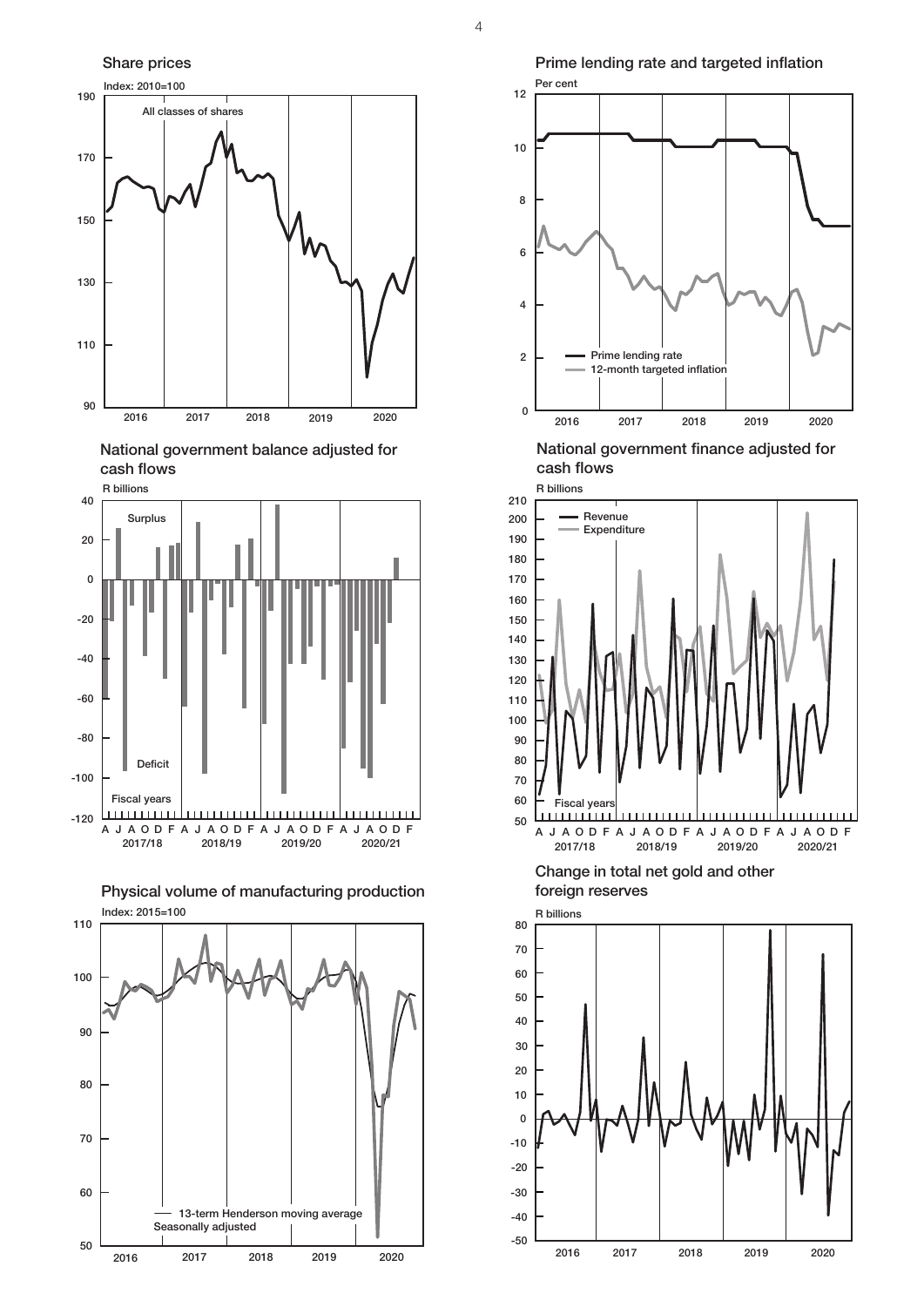## Share prices

Index: 2010=100

190
170
150
130
110
90

All classes of shares

2016 2017 2018 2019 2020

## Prime lending rate and targeted inflation

Per cent

12
10
8
6
4
2
0

Prime lending rate
12-month targeted inflation

2016 2017 2018 2019 2020

## National government balance adjusted for cash flows

R billions

40
20
0
-20
-40
-60
-80
-100
-120

Surplus

Deficit

Fiscal years

A J A O D F A J A O D F A J A O D F A J A O D F

2017/18 2018/19 2019/20 2020/21

## National government finance adjusted for cash flows

R billions

210
200
190
180
170
160
150
140
130
120
110
100
90
80
70
60
50

Revenue
Expenditure

Fiscal years

A J A O D F A J A O D F A J A O D F A J A O D F

2017/18 2018/19 2019/20 2020/21

## Physical volume of manufacturing production

Index: 2015=100

110
100
90
80
70
60
50

13-term Henderson moving average
Seasonally adjusted

2016 2017 2018 2019 2020

## Change in total net gold and other foreign reserves

R billions

80
70
60
50
40
30
20
10
0
-10
-20
-30
-40
-50

2016 2017 2018 2019 2020